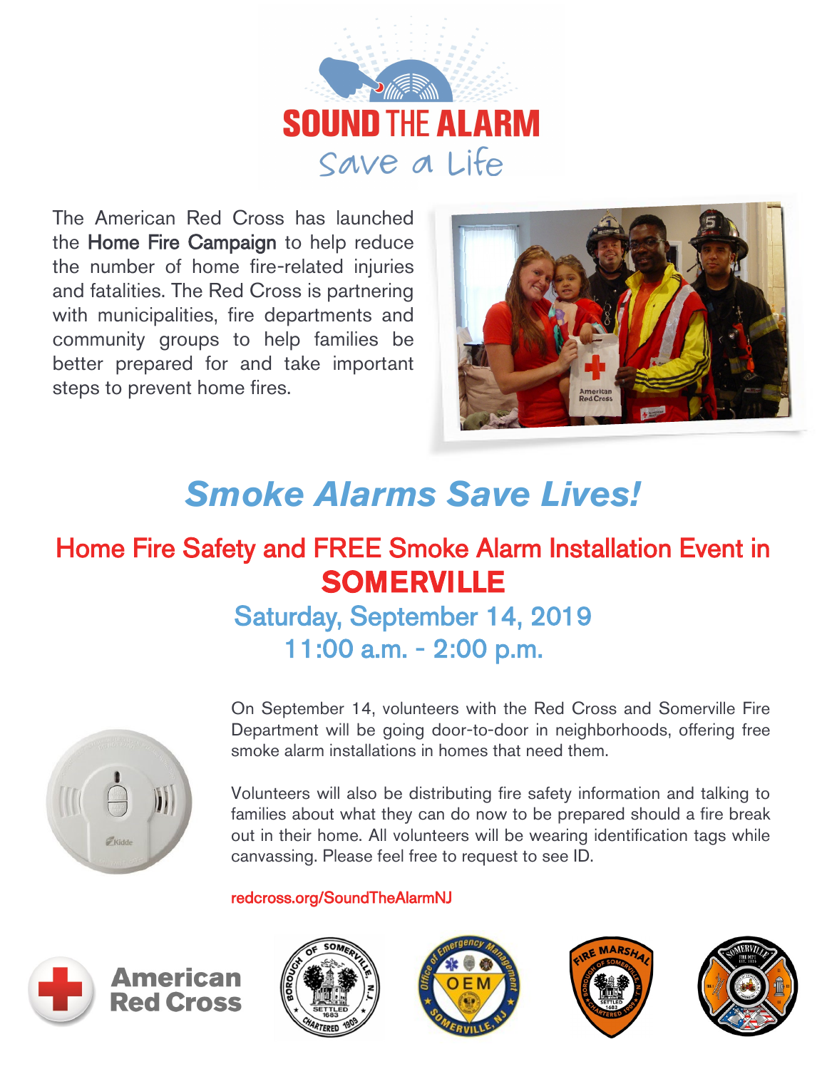# SOUND THE ALARM

Save a Life

The American Red Cross has launched the **Home Fire Campaign** to help reduce the number of home fire-related injuries and fatalities. The Red Cross is partnering with municipalities, fire departments and community groups to help families be better prepared for and take important steps to prevent home fires.

## *Smoke Alarms Save Lives!*

### Home Fire Safety and FREE Smoke Alarm Installation Event in **SOMERVILLE**

### Saturday, September 14, 2019
### 11:00 a.m. - 2:00 p.m.

On September 14, volunteers with the Red Cross and Somerville Fire Department will be going door-to-door in neighborhoods, offering free smoke alarm installations in homes that need them.

Volunteers will also be distributing fire safety information and talking to families about what they can do now to be prepared should a fire break out in their home. All volunteers will be wearing identification tags while canvassing. Please feel free to request to see ID.

redcross.org/SoundTheAlarmNJ

American Red Cross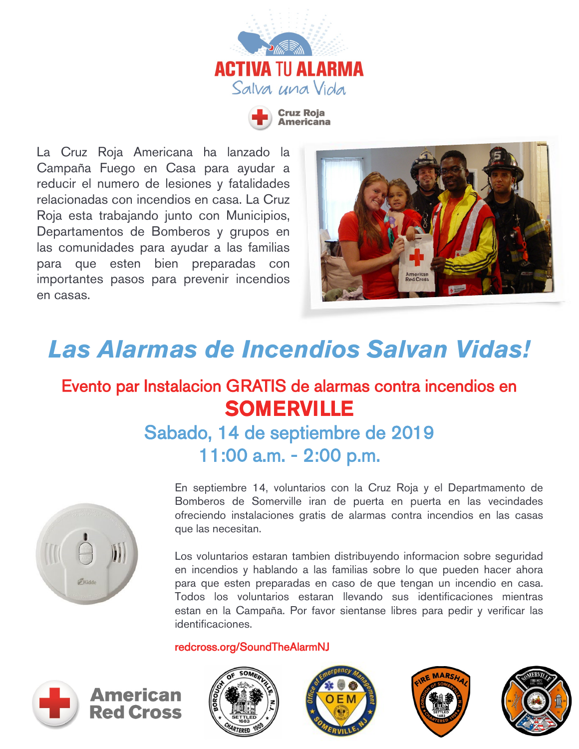# ACTIVA TU ALARMA

*Salva una Vida*

Cruz Roja Americana

La Cruz Roja Americana ha lanzado la Campaña Fuego en Casa para ayudar a reducir el numero de lesiones y fatalidades relacionadas con incendios en casa. La Cruz Roja esta trabajando junto con Municipios, Departamentos de Bomberos y grupos en las comunidades para ayudar a las familias para que esten bien preparadas con importantes pasos para prevenir incendios en casas.

## *Las Alarmas de Incendios Salvan Vidas!*

### Evento par Instalacion GRATIS de alarmas contra incendios en

### SOMERVILLE

### Sabado, 14 de septiembre de 2019

### 11:00 a.m. - 2:00 p.m.

En septiembre 14, voluntarios con la Cruz Roja y el Departmamento de Bomberos de Somerville iran de puerta en puerta en las vecindades ofreciendo instalaciones gratis de alarmas contra incendios en las casas que las necesitan.

Los voluntarios estaran tambien distribuyendo informacion sobre seguridad en incendios y hablando a las familias sobre lo que pueden hacer ahora para que esten preparadas en caso de que tengan un incendio en casa. Todos los voluntarios estaran llevando sus identificaciones mientras estan en la Campaña. Por favor sientanse libres para pedir y verificar las identificaciones.

redcross.org/SoundTheAlarmNJ

American Red Cross